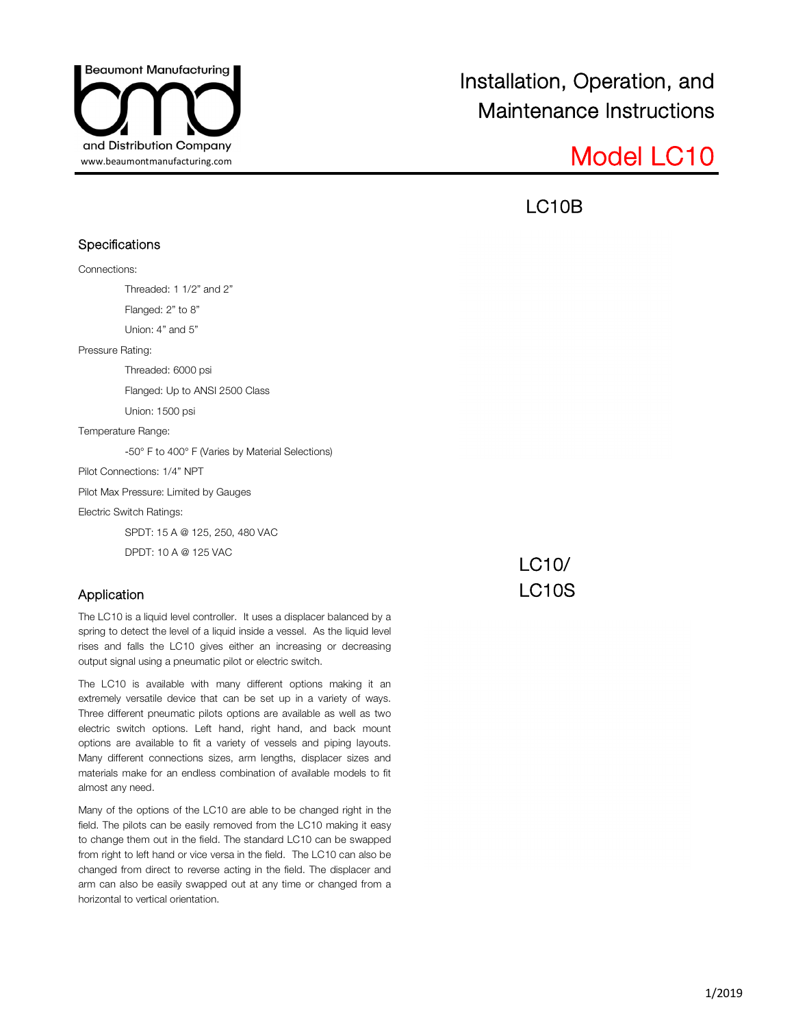Beaumont Manufacturing and Distribution Company
www.beaumontmanufacturing.com

# Installation, Operation, and Maintenance Instructions

# Model LC10

LC10B

LC10/
LC10S

## Specifications

Connections:

- Threaded: 1 1/2" and 2"
- Flanged: 2" to 8"
- Union: 4" and 5"

Pressure Rating:

- Threaded: 6000 psi
- Flanged: Up to ANSI 2500 Class
- Union: 1500 psi

Temperature Range:

- -50° F to 400° F (Varies by Material Selections)

Pilot Connections: 1/4" NPT

Pilot Max Pressure: Limited by Gauges

Electric Switch Ratings:

- SPDT: 15 A @ 125, 250, 480 VAC
- DPDT: 10 A @ 125 VAC

## Application

The LC10 is a liquid level controller. It uses a displacer balanced by a spring to detect the level of a liquid inside a vessel. As the liquid level rises and falls the LC10 gives either an increasing or decreasing output signal using a pneumatic pilot or electric switch.

The LC10 is available with many different options making it an extremely versatile device that can be set up in a variety of ways. Three different pneumatic pilots options are available as well as two electric switch options. Left hand, right hand, and back mount options are available to fit a variety of vessels and piping layouts. Many different connections sizes, arm lengths, displacer sizes and materials make for an endless combination of available models to fit almost any need.

Many of the options of the LC10 are able to be changed right in the field. The pilots can be easily removed from the LC10 making it easy to change them out in the field. The standard LC10 can be swapped from right to left hand or vice versa in the field. The LC10 can also be changed from direct to reverse acting in the field. The displacer and arm can also be easily swapped out at any time or changed from a horizontal to vertical orientation.

1/2019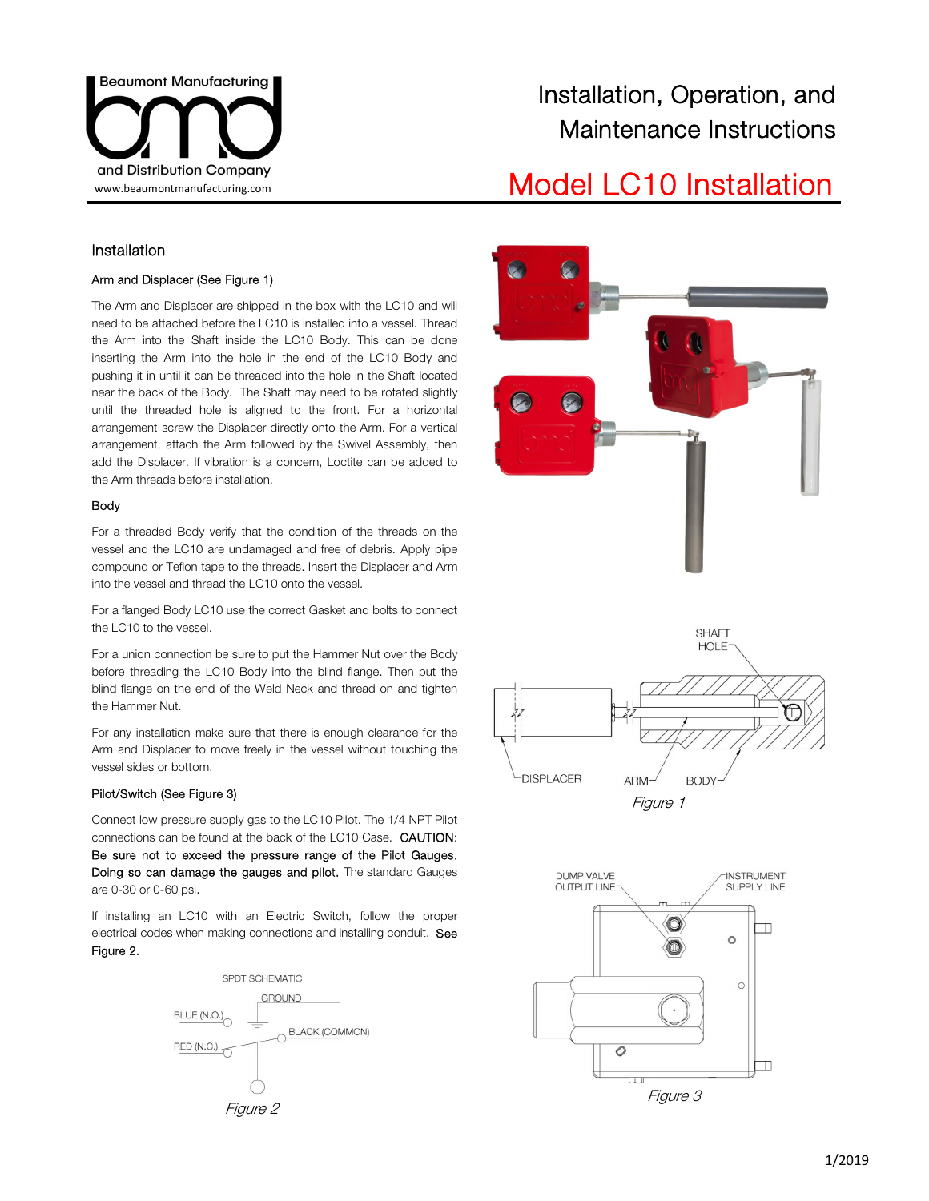Beaumont Manufacturing and Distribution Company
www.beaumontmanufacturing.com

# Installation, Operation, and Maintenance Instructions

# Model LC10 Installation

## Installation

### Arm and Displacer (See Figure 1)

The Arm and Displacer are shipped in the box with the LC10 and will need to be attached before the LC10 is installed into a vessel. Thread the Arm into the Shaft inside the LC10 Body. This can be done inserting the Arm into the hole in the end of the LC10 Body and pushing it in until it can be threaded into the hole in the Shaft located near the back of the Body. The Shaft may need to be rotated slightly until the threaded hole is aligned to the front. For a horizontal arrangement screw the Displacer directly onto the Arm. For a vertical arrangement, attach the Arm followed by the Swivel Assembly, then add the Displacer. If vibration is a concern, Loctite can be added to the Arm threads before installation.

### Body

For a threaded Body verify that the condition of the threads on the vessel and the LC10 are undamaged and free of debris. Apply pipe compound or Teflon tape to the threads. Insert the Displacer and Arm into the vessel and thread the LC10 onto the vessel.

For a flanged Body LC10 use the correct Gasket and bolts to connect the LC10 to the vessel.

For a union connection be sure to put the Hammer Nut over the Body before threading the LC10 Body into the blind flange. Then put the blind flange on the end of the Weld Neck and thread on and tighten the Hammer Nut.

For any installation make sure that there is enough clearance for the Arm and Displacer to move freely in the vessel without touching the vessel sides or bottom.

SHAFT HOLE

DISPLACER ARM BODY

*Figure 1*

### Pilot/Switch (See Figure 3)

Connect low pressure supply gas to the LC10 Pilot. The 1/4 NPT Pilot connections can be found at the back of the LC10 Case. CAUTION: Be sure not to exceed the pressure range of the Pilot Gauges. Doing so can damage the gauges and pilot. The standard Gauges are 0-30 or 0-60 psi.

If installing an LC10 with an Electric Switch, follow the proper electrical codes when making connections and installing conduit. See Figure 2.

SPDT SCHEMATIC

GROUND

BLUE (N.O.)

BLACK (COMMON)

RED (N.C.)

*Figure 2*

DUMP VALVE OUTPUT LINE

INSTRUMENT SUPPLY LINE

*Figure 3*

1/2019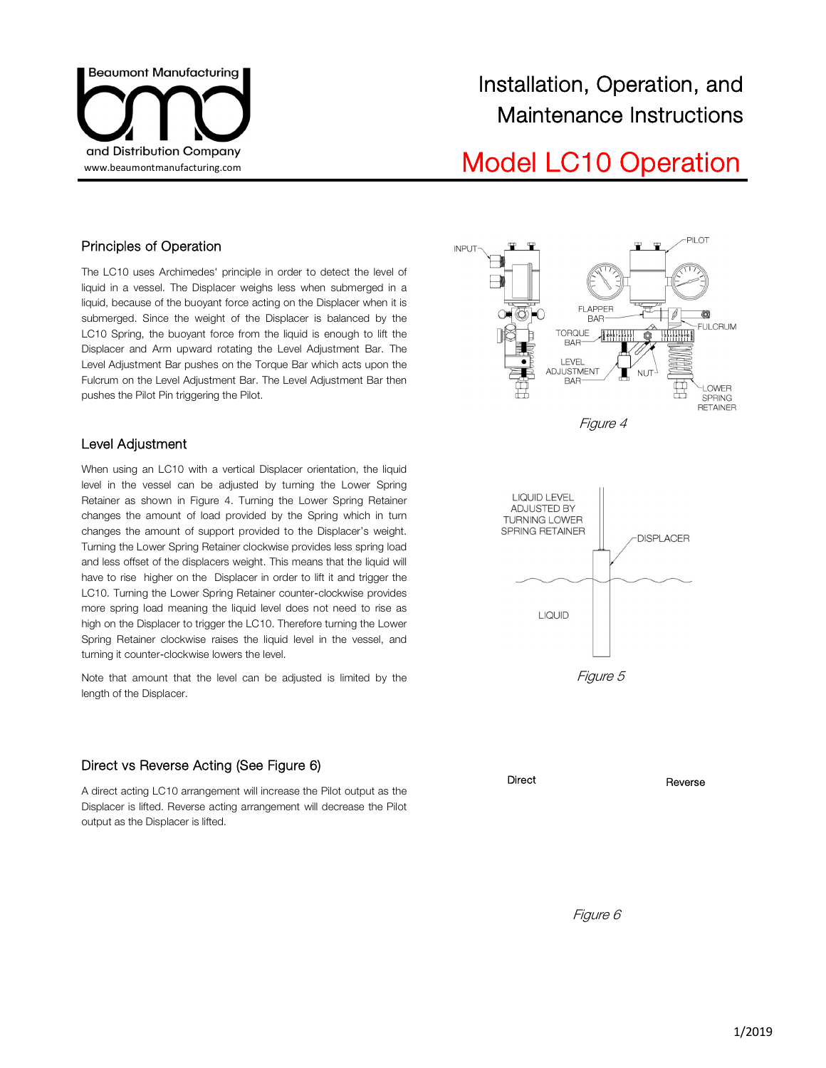# Installation, Operation, and Maintenance Instructions

# Model LC10 Operation

## Principles of Operation

The LC10 uses Archimedes' principle in order to detect the level of liquid in a vessel. The Displacer weighs less when submerged in a liquid, because of the buoyant force acting on the Displacer when it is submerged. Since the weight of the Displacer is balanced by the LC10 Spring, the buoyant force from the liquid is enough to lift the Displacer and Arm upward rotating the Level Adjustment Bar. The Level Adjustment Bar pushes on the Torque Bar which acts upon the Fulcrum on the Level Adjustment Bar. The Level Adjustment Bar then pushes the Pilot Pin triggering the Pilot.

*Figure 4*

## Level Adjustment

When using an LC10 with a vertical Displacer orientation, the liquid level in the vessel can be adjusted by turning the Lower Spring Retainer as shown in Figure 4. Turning the Lower Spring Retainer changes the amount of load provided by the Spring which in turn changes the amount of support provided to the Displacer's weight. Turning the Lower Spring Retainer clockwise provides less spring load and less offset of the displacers weight. This means that the liquid will have to rise higher on the Displacer in order to lift it and trigger the LC10. Turning the Lower Spring Retainer counter-clockwise provides more spring load meaning the liquid level does not need to rise as high on the Displacer to trigger the LC10. Therefore turning the Lower Spring Retainer clockwise raises the liquid level in the vessel, and turning it counter-clockwise lowers the level.

Note that amount that the level can be adjusted is limited by the length of the Displacer.

*Figure 5*

## Direct vs Reverse Acting (See Figure 6)

A direct acting LC10 arrangement will increase the Pilot output as the Displacer is lifted. Reverse acting arrangement will decrease the Pilot output as the Displacer is lifted.

Direct

Reverse

*Figure 6*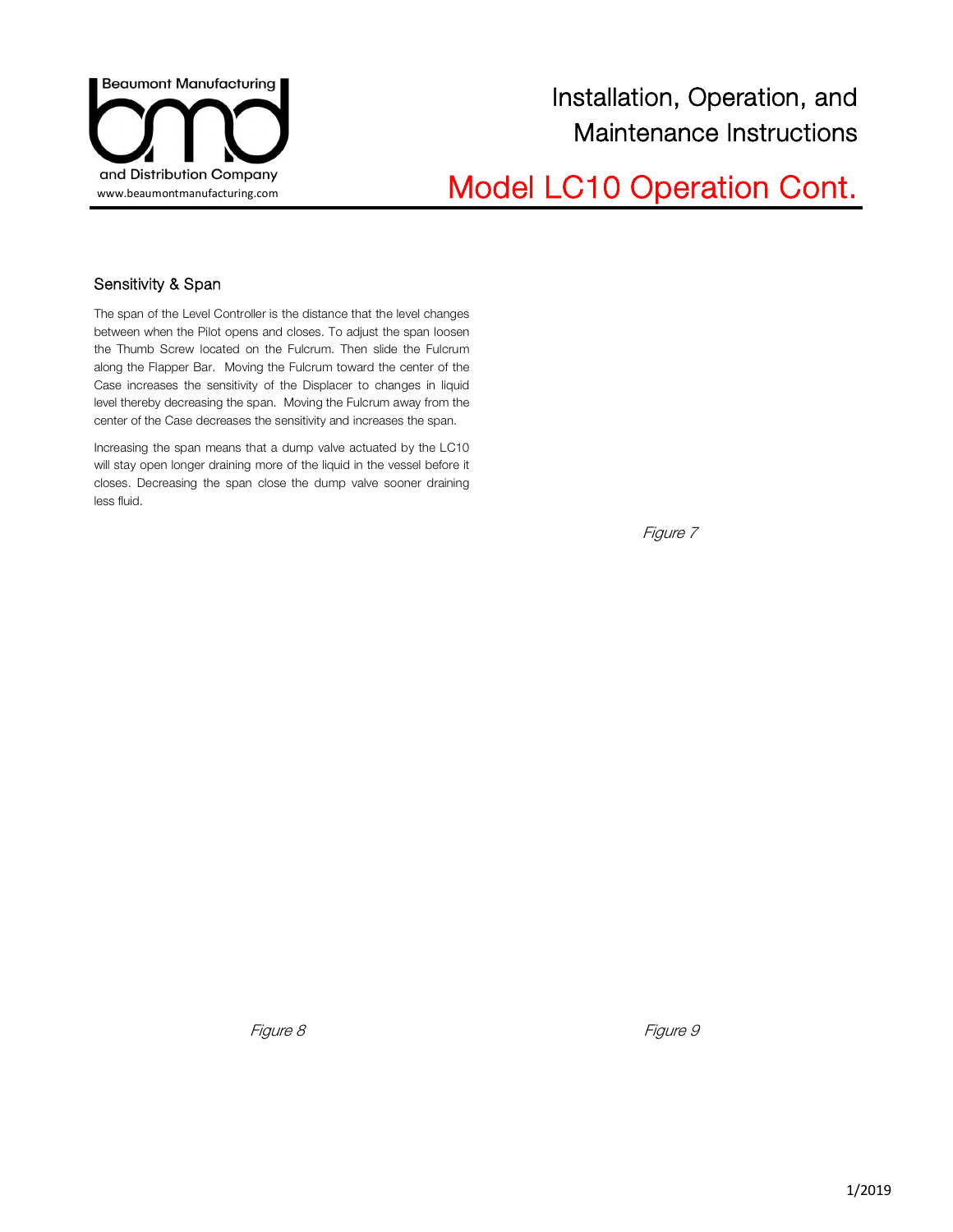## Sensitivity & Span

The span of the Level Controller is the distance that the level changes between when the Pilot opens and closes. To adjust the span loosen the Thumb Screw located on the Fulcrum. Then slide the Fulcrum along the Flapper Bar. Moving the Fulcrum toward the center of the Case increases the sensitivity of the Displacer to changes in liquid level thereby decreasing the span. Moving the Fulcrum away from the center of the Case decreases the sensitivity and increases the span.

Increasing the span means that a dump valve actuated by the LC10 will stay open longer draining more of the liquid in the vessel before it closes. Decreasing the span close the dump valve sooner draining less fluid.

*Figure 7*

*Figure 8*

*Figure 9*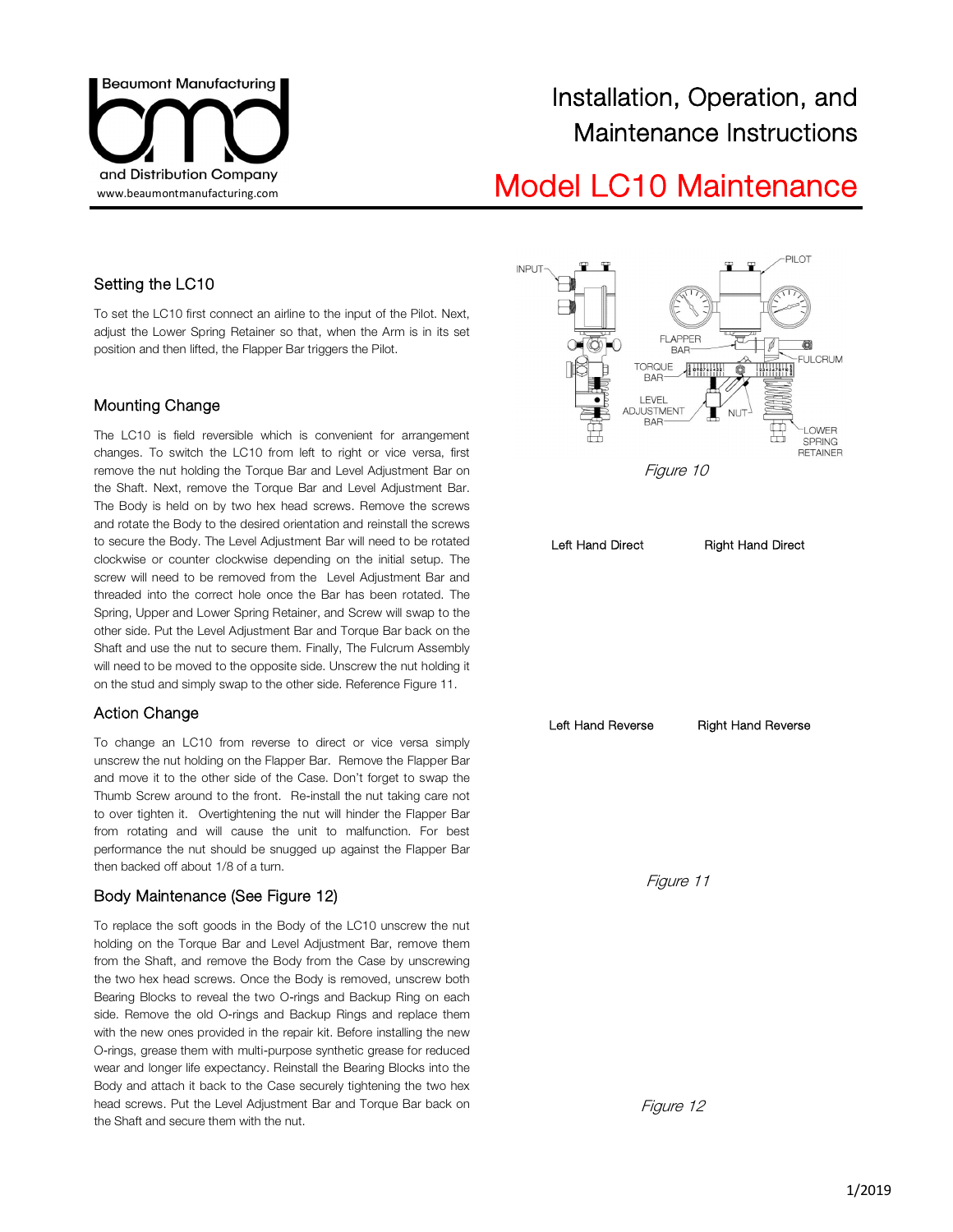# Installation, Operation, and Maintenance Instructions

# Model LC10 Maintenance

## Setting the LC10

To set the LC10 first connect an airline to the input of the Pilot. Next, adjust the Lower Spring Retainer so that, when the Arm is in its set position and then lifted, the Flapper Bar triggers the Pilot.

## Mounting Change

The LC10 is field reversible which is convenient for arrangement changes. To switch the LC10 from left to right or vice versa, first remove the nut holding the Torque Bar and Level Adjustment Bar on the Shaft. Next, remove the Torque Bar and Level Adjustment Bar. The Body is held on by two hex head screws. Remove the screws and rotate the Body to the desired orientation and reinstall the screws to secure the Body. The Level Adjustment Bar will need to be rotated clockwise or counter clockwise depending on the initial setup. The screw will need to be removed from the Level Adjustment Bar and threaded into the correct hole once the Bar has been rotated. The Spring, Upper and Lower Spring Retainer, and Screw will swap to the other side. Put the Level Adjustment Bar and Torque Bar back on the Shaft and use the nut to secure them. Finally, The Fulcrum Assembly will need to be moved to the opposite side. Unscrew the nut holding it on the stud and simply swap to the other side. Reference Figure 11.

## Action Change

To change an LC10 from reverse to direct or vice versa simply unscrew the nut holding on the Flapper Bar. Remove the Flapper Bar and move it to the other side of the Case. Don't forget to swap the Thumb Screw around to the front. Re-install the nut taking care not to over tighten it. Overtightening the nut will hinder the Flapper Bar from rotating and will cause the unit to malfunction. For best performance the nut should be snugged up against the Flapper Bar then backed off about 1/8 of a turn.

## Body Maintenance (See Figure 12)

To replace the soft goods in the Body of the LC10 unscrew the nut holding on the Torque Bar and Level Adjustment Bar, remove them from the Shaft, and remove the Body from the Case by unscrewing the two hex head screws. Once the Body is removed, unscrew both Bearing Blocks to reveal the two O-rings and Backup Ring on each side. Remove the old O-rings and Backup Rings and replace them with the new ones provided in the repair kit. Before installing the new O-rings, grease them with multi-purpose synthetic grease for reduced wear and longer life expectancy. Reinstall the Bearing Blocks into the Body and attach it back to the Case securely tightening the two hex head screws. Put the Level Adjustment Bar and Torque Bar back on the Shaft and secure them with the nut.

INPUT, PILOT, FLAPPER BAR, FULCRUM, TORQUE BAR, LEVEL ADJUSTMENT BAR, NUT, LOWER SPRING RETAINER

*Figure 10*

Left Hand Direct | Right Hand Direct

Left Hand Reverse | Right Hand Reverse

*Figure 11*

*Figure 12*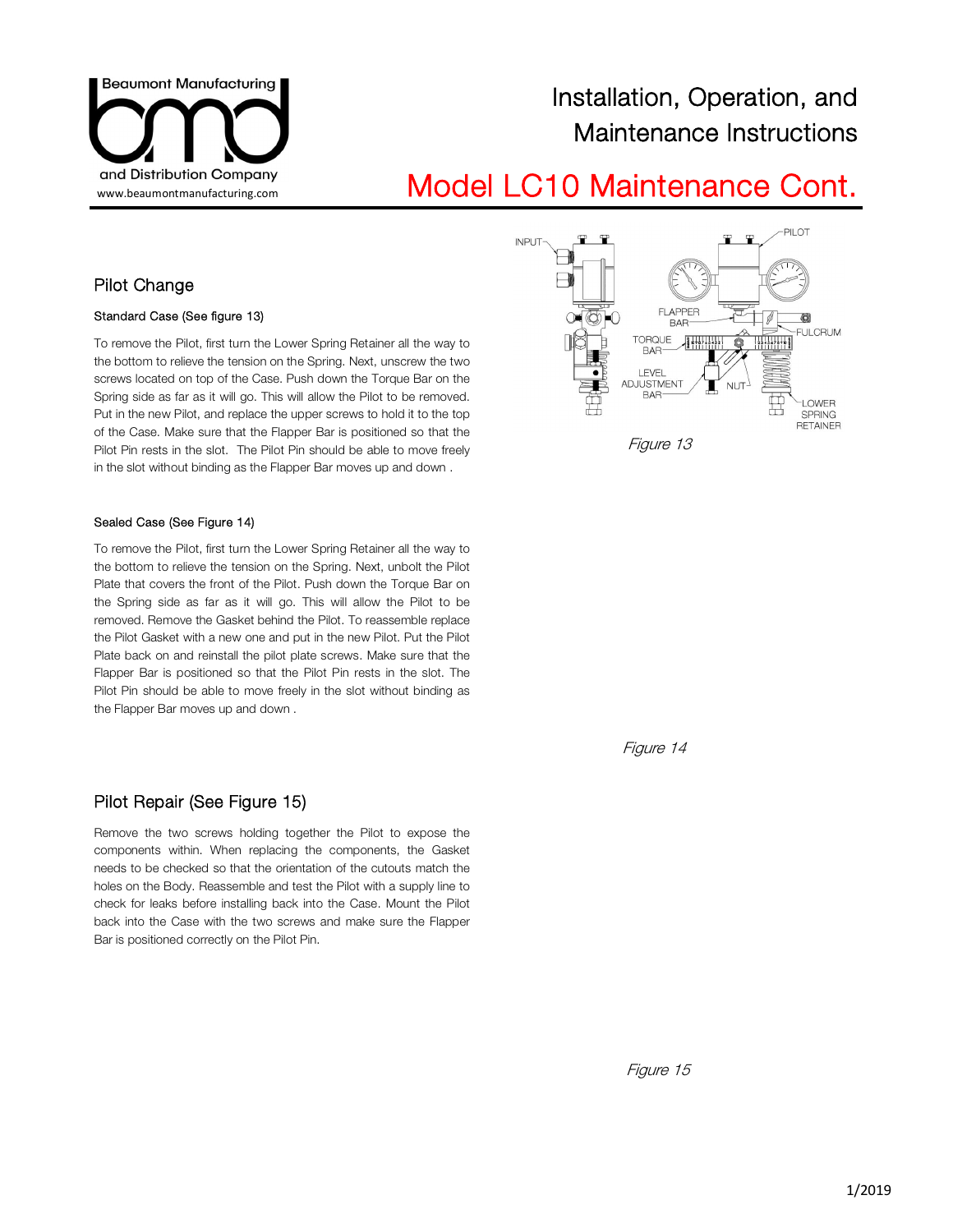# Model LC10 Maintenance Cont.

## Pilot Change

### Standard Case (See figure 13)

To remove the Pilot, first turn the Lower Spring Retainer all the way to the bottom to relieve the tension on the Spring. Next, unscrew the two screws located on top of the Case. Push down the Torque Bar on the Spring side as far as it will go. This will allow the Pilot to be removed. Put in the new Pilot, and replace the upper screws to hold it to the top of the Case. Make sure that the Flapper Bar is positioned so that the Pilot Pin rests in the slot. The Pilot Pin should be able to move freely in the slot without binding as the Flapper Bar moves up and down .

*Figure 13*

### Sealed Case (See Figure 14)

To remove the Pilot, first turn the Lower Spring Retainer all the way to the bottom to relieve the tension on the Spring. Next, unbolt the Pilot Plate that covers the front of the Pilot. Push down the Torque Bar on the Spring side as far as it will go. This will allow the Pilot to be removed. Remove the Gasket behind the Pilot. To reassemble replace the Pilot Gasket with a new one and put in the new Pilot. Put the Pilot Plate back on and reinstall the pilot plate screws. Make sure that the Flapper Bar is positioned so that the Pilot Pin rests in the slot. The Pilot Pin should be able to move freely in the slot without binding as the Flapper Bar moves up and down .

*Figure 14*

## Pilot Repair (See Figure 15)

Remove the two screws holding together the Pilot to expose the components within. When replacing the components, the Gasket needs to be checked so that the orientation of the cutouts match the holes on the Body. Reassemble and test the Pilot with a supply line to check for leaks before installing back into the Case. Mount the Pilot back into the Case with the two screws and make sure the Flapper Bar is positioned correctly on the Pilot Pin.

*Figure 15*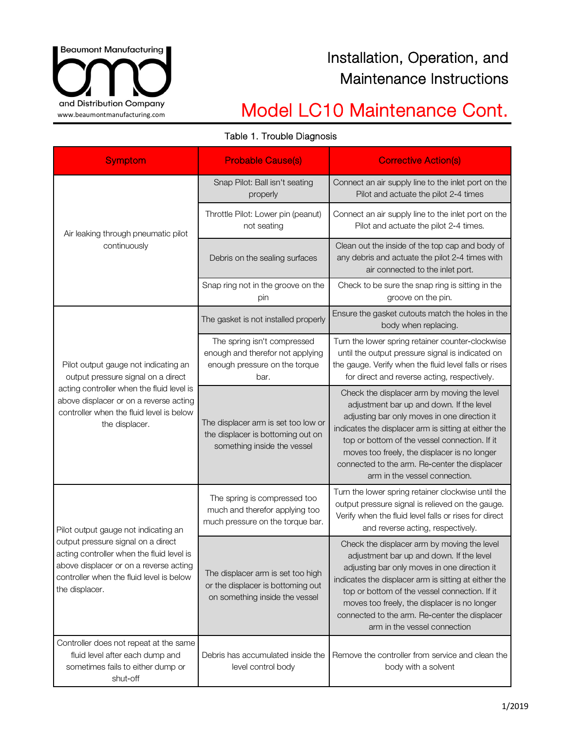Beaumont Manufacturing and Distribution Company
www.beaumontmanufacturing.com

# Installation, Operation, and Maintenance Instructions

# Model LC10 Maintenance Cont.

Table 1. Trouble Diagnosis

| Symptom | Probable Cause(s) | Corrective Action(s) |
|---|---|---|
| Air leaking through pneumatic pilot continuously | Snap Pilot: Ball isn't seating properly | Connect an air supply line to the inlet port on the Pilot and actuate the pilot 2-4 times |
| | Throttle Pilot: Lower pin (peanut) not seating | Connect an air supply line to the inlet port on the Pilot and actuate the pilot 2-4 times. |
| | Debris on the sealing surfaces | Clean out the inside of the top cap and body of any debris and actuate the pilot 2-4 times with air connected to the inlet port. |
| | Snap ring not in the groove on the pin | Check to be sure the snap ring is sitting in the groove on the pin. |
| Pilot output gauge not indicating an output pressure signal on a direct acting controller when the fluid level is above displacer or on a reverse acting controller when the fluid level is below the displacer. | The gasket is not installed properly | Ensure the gasket cutouts match the holes in the body when replacing. |
| | The spring isn't compressed enough and therefor not applying enough pressure on the torque bar. | Turn the lower spring retainer counter-clockwise until the output pressure signal is indicated on the gauge. Verify when the fluid level falls or rises for direct and reverse acting, respectively. |
| | The displacer arm is set too low or the displacer is bottoming out on something inside the vessel | Check the displacer arm by moving the level adjustment bar up and down. If the level adjusting bar only moves in one direction it indicates the displacer arm is sitting at either the top or bottom of the vessel connection. If it moves too freely, the displacer is no longer connected to the arm. Re-center the displacer arm in the vessel connection. |
| Pilot output gauge not indicating an output pressure signal on a direct acting controller when the fluid level is above displacer or on a reverse acting controller when the fluid level is below the displacer. | The spring is compressed too much and therefor applying too much pressure on the torque bar. | Turn the lower spring retainer clockwise until the output pressure signal is relieved on the gauge. Verify when the fluid level falls or rises for direct and reverse acting, respectively. |
| | The displacer arm is set too high or the displacer is bottoming out on something inside the vessel | Check the displacer arm by moving the level adjustment bar up and down. If the level adjusting bar only moves in one direction it indicates the displacer arm is sitting at either the top or bottom of the vessel connection. If it moves too freely, the displacer is no longer connected to the arm. Re-center the displacer arm in the vessel connection |
| Controller does not repeat at the same fluid level after each dump and sometimes fails to either dump or shut-off | Debris has accumulated inside the level control body | Remove the controller from service and clean the body with a solvent |

1/2019